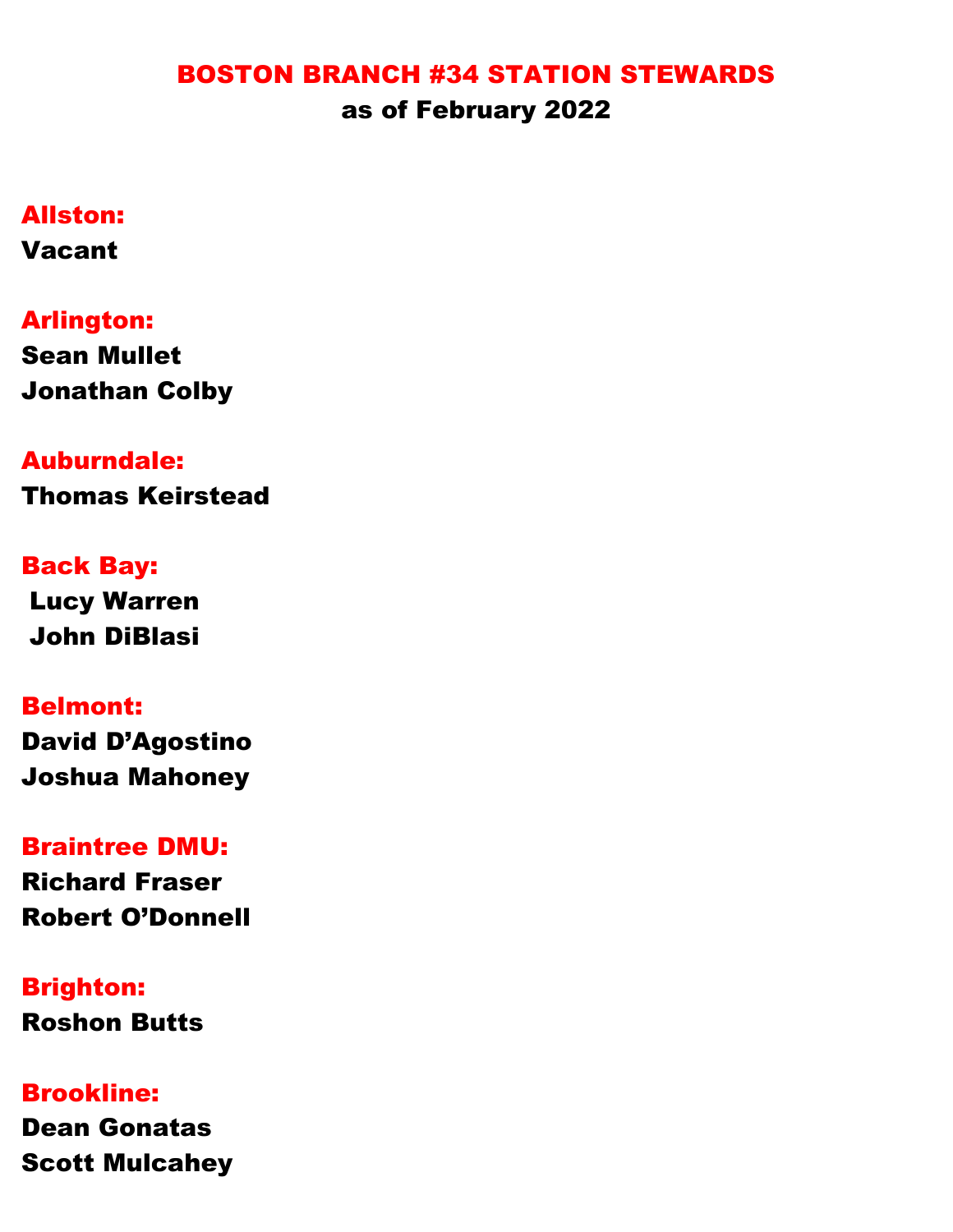# BOSTON BRANCH #34 STATION STEWARDS

**as of February 2022**

**Allston:**
Vacant

**Arlington:**
Sean Mullet
Jonathan Colby

**Auburndale:**
Thomas Keirstead

**Back Bay:**
Lucy Warren
John DiBlasi

**Belmont:**
David D'Agostino
Joshua Mahoney

**Braintree DMU:**
Richard Fraser
Robert O'Donnell

**Brighton:**
Roshon Butts

**Brookline:**
Dean Gonatas
Scott Mulcahey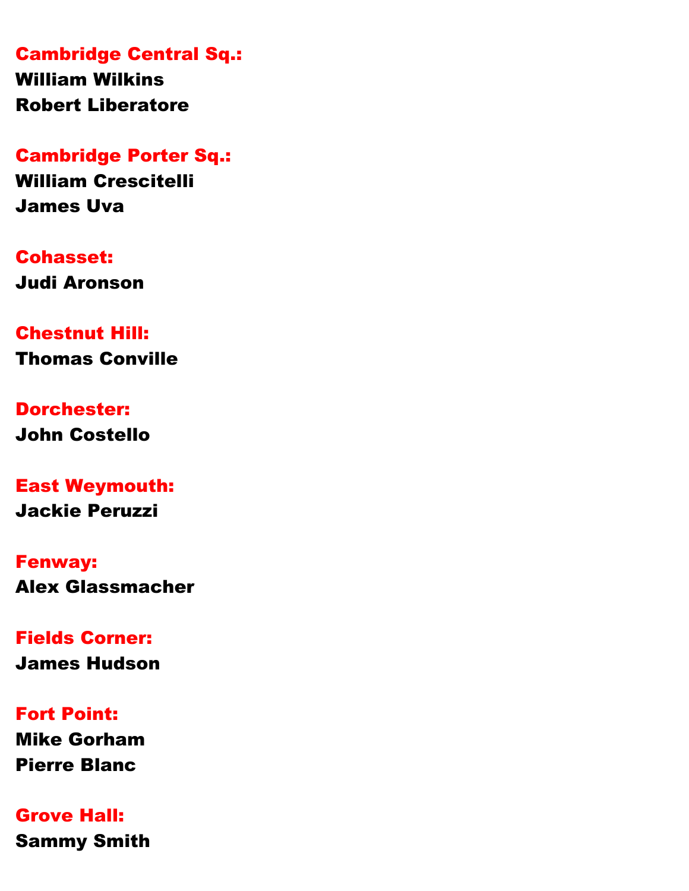**Cambridge Central Sq.:**
**William Wilkins**
**Robert Liberatore**

**Cambridge Porter Sq.:**
**William Crescitelli**
**James Uva**

**Cohasset:**
**Judi Aronson**

**Chestnut Hill:**
**Thomas Conville**

**Dorchester:**
**John Costello**

**East Weymouth:**
**Jackie Peruzzi**

**Fenway:**
**Alex Glassmacher**

**Fields Corner:**
**James Hudson**

**Fort Point:**
**Mike Gorham**
**Pierre Blanc**

**Grove Hall:**
**Sammy Smith**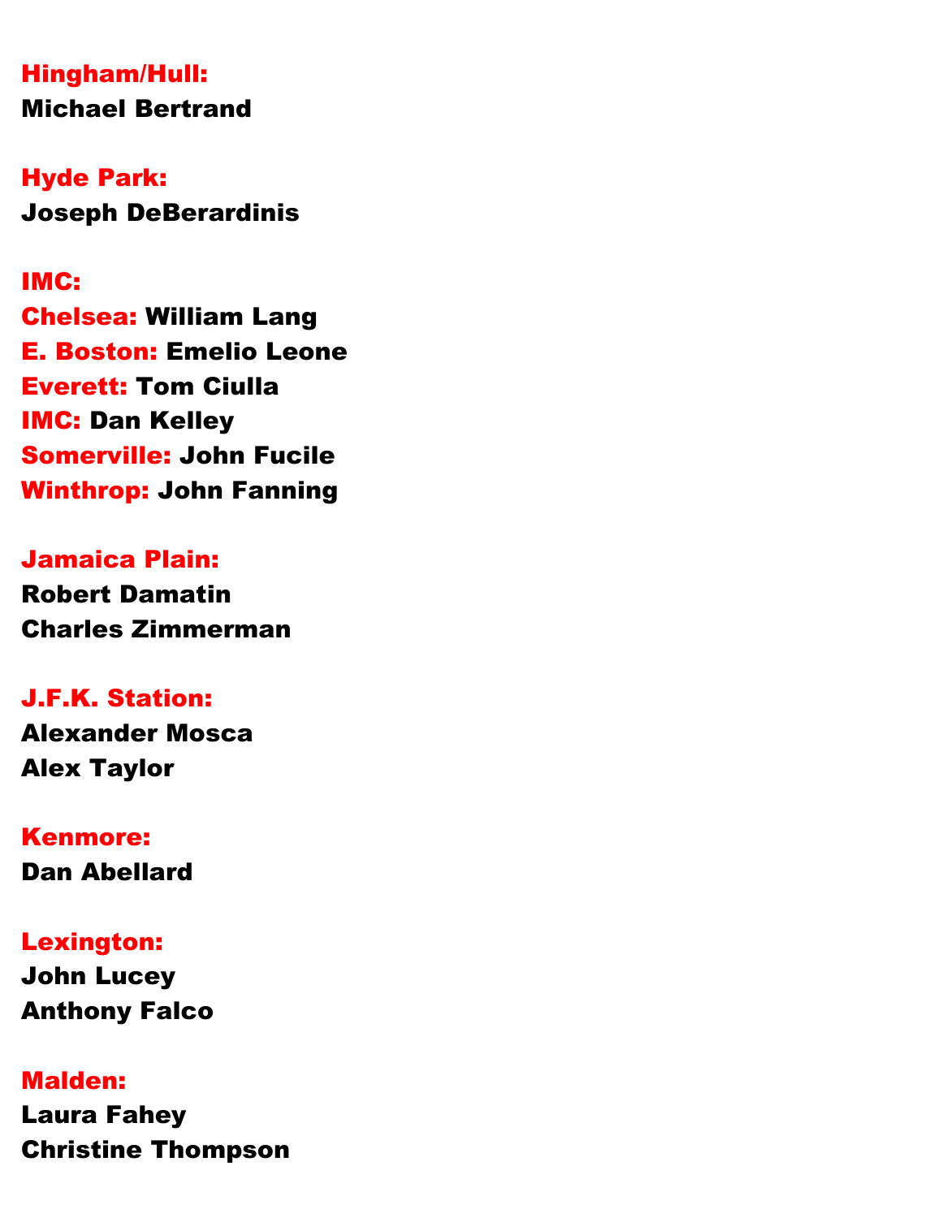**Hingham/Hull:**
**Michael Bertrand**

**Hyde Park:**
**Joseph DeBerardinis**

**IMC:**
**Chelsea:** **William Lang**
**E. Boston:** **Emelio Leone**
**Everett:** **Tom Ciulla**
**IMC:** **Dan Kelley**
**Somerville:** **John Fucile**
**Winthrop:** **John Fanning**

**Jamaica Plain:**
**Robert Damatin**
**Charles Zimmerman**

**J.F.K. Station:**
**Alexander Mosca**
**Alex Taylor**

**Kenmore:**
**Dan Abellard**

**Lexington:**
**John Lucey**
**Anthony Falco**

**Malden:**
**Laura Fahey**
**Christine Thompson**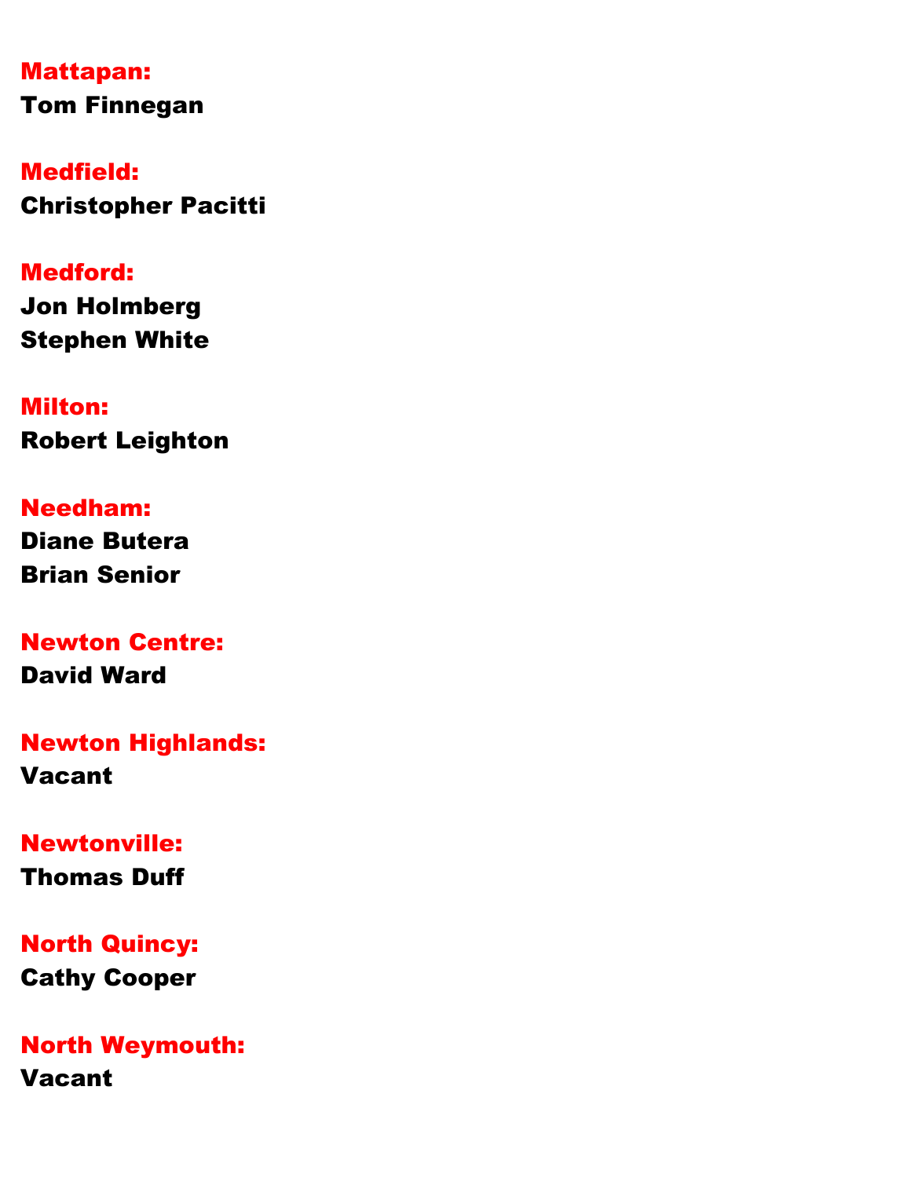**Mattapan:**
**Tom Finnegan**

**Medfield:**
**Christopher Pacitti**

**Medford:**
**Jon Holmberg**
**Stephen White**

**Milton:**
**Robert Leighton**

**Needham:**
**Diane Butera**
**Brian Senior**

**Newton Centre:**
**David Ward**

**Newton Highlands:**
**Vacant**

**Newtonville:**
**Thomas Duff**

**North Quincy:**
**Cathy Cooper**

**North Weymouth:**
**Vacant**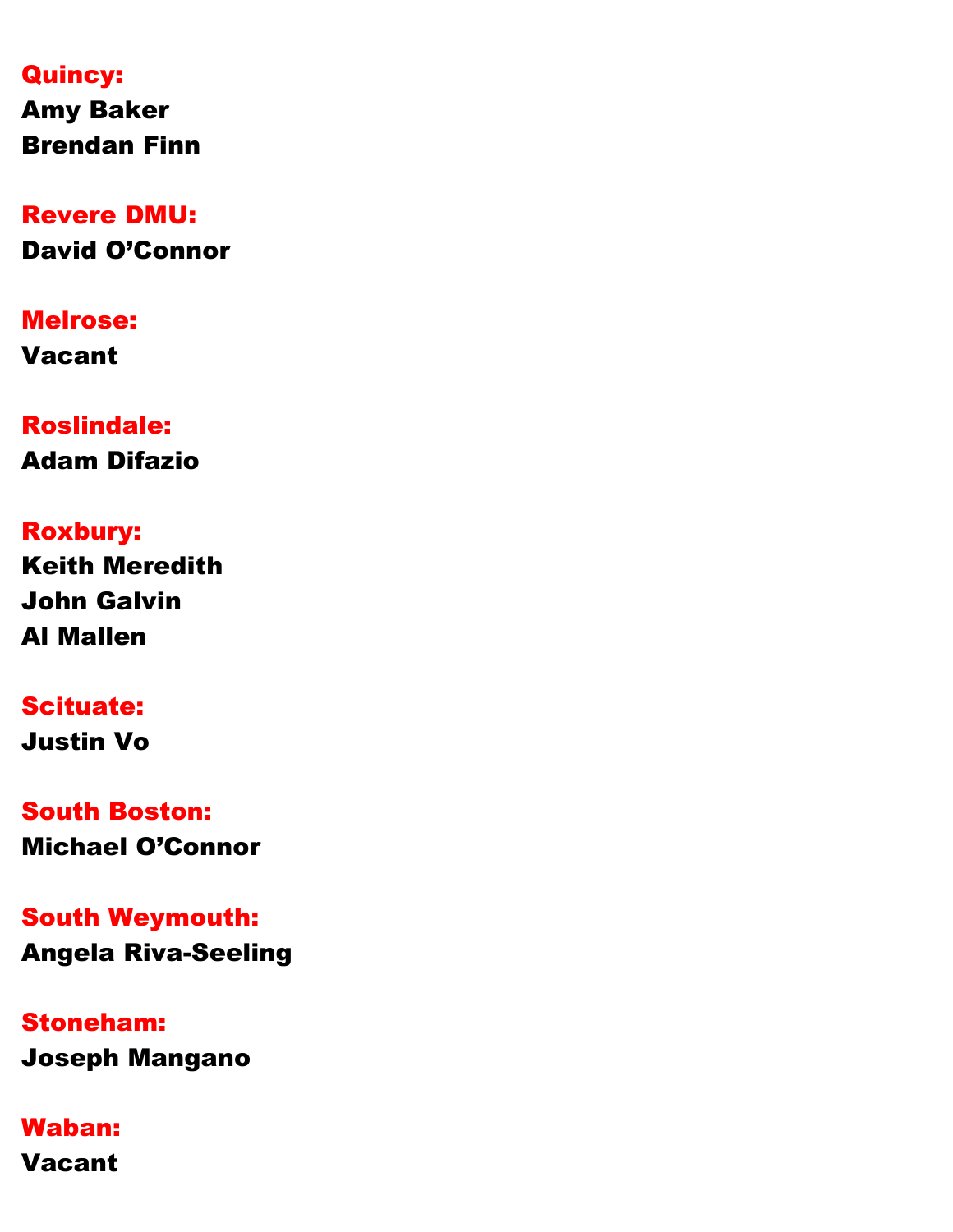**Quincy:**
**Amy Baker**
**Brendan Finn**

**Revere DMU:**
**David O'Connor**

**Melrose:**
**Vacant**

**Roslindale:**
**Adam Difazio**

**Roxbury:**
**Keith Meredith**
**John Galvin**
**Al Mallen**

**Scituate:**
**Justin Vo**

**South Boston:**
**Michael O'Connor**

**South Weymouth:**
**Angela Riva-Seeling**

**Stoneham:**
**Joseph Mangano**

**Waban:**
**Vacant**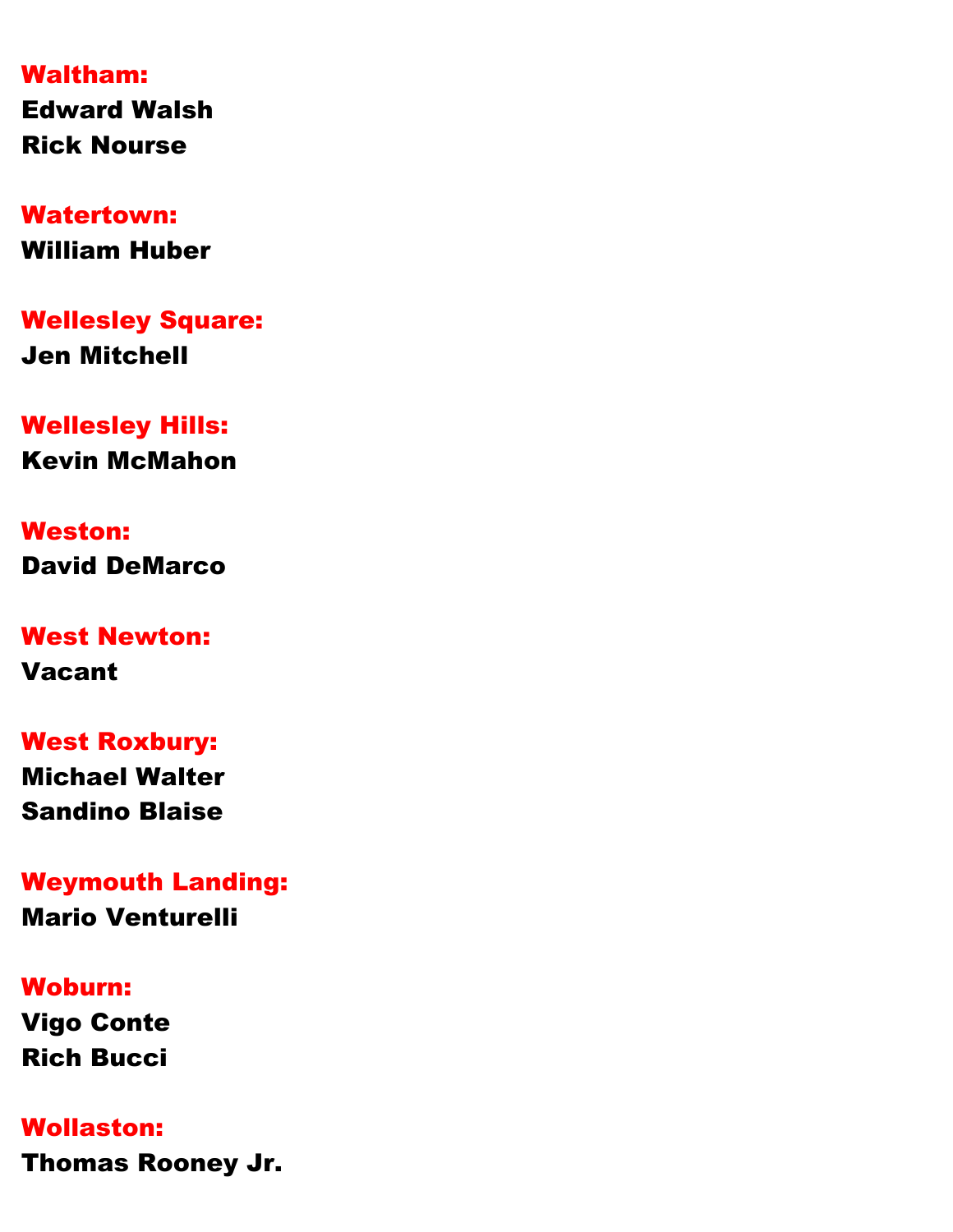**Waltham:**
**Edward Walsh**
**Rick Nourse**

**Watertown:**
**William Huber**

**Wellesley Square:**
**Jen Mitchell**

**Wellesley Hills:**
**Kevin McMahon**

**Weston:**
**David DeMarco**

**West Newton:**
**Vacant**

**West Roxbury:**
**Michael Walter**
**Sandino Blaise**

**Weymouth Landing:**
**Mario Venturelli**

**Woburn:**
**Vigo Conte**
**Rich Bucci**

**Wollaston:**
**Thomas Rooney Jr.**